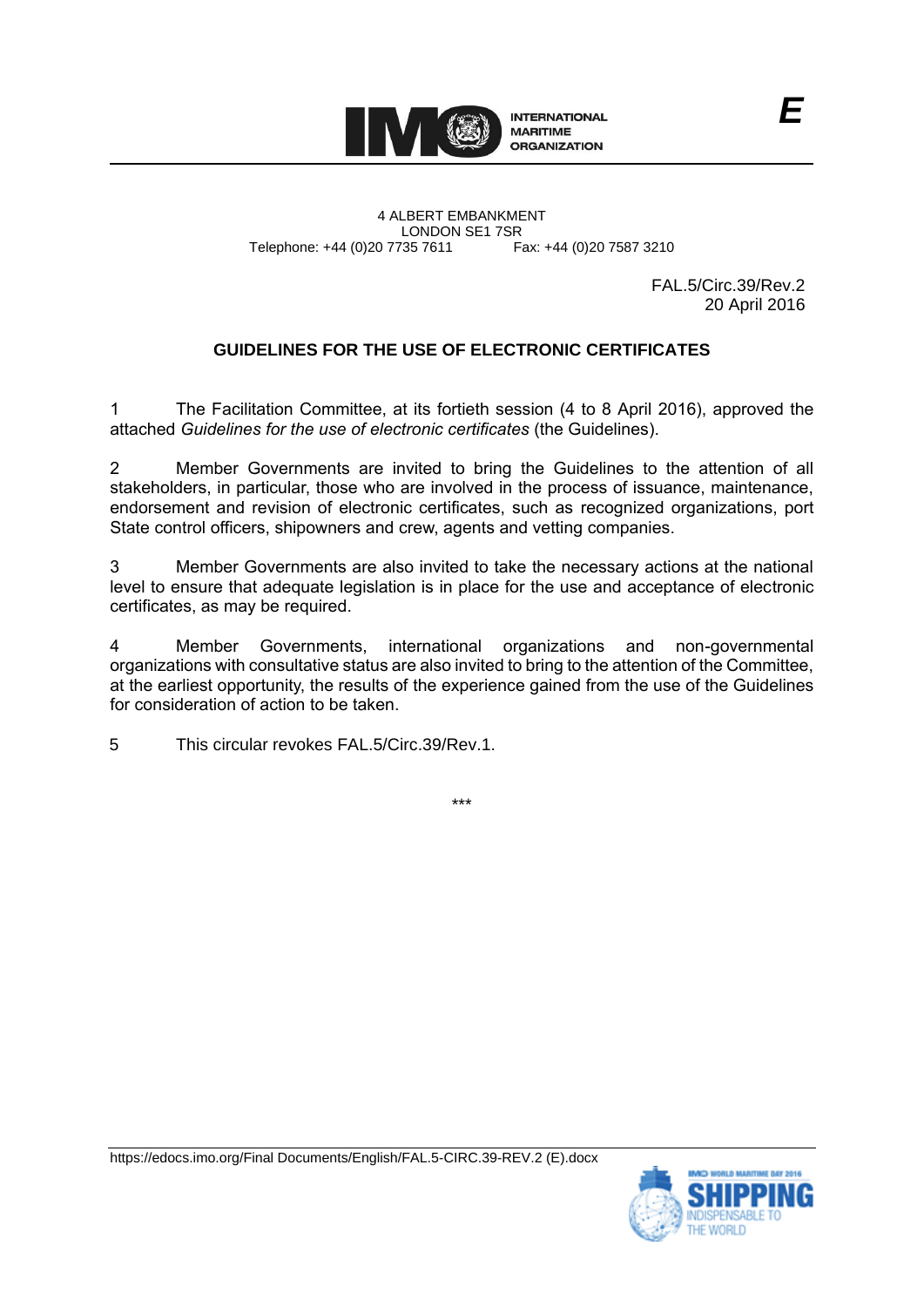INTERNATIONAL MARITIME ORGANIZATION

*E*

4 ALBERT EMBANKMENT
LONDON SE1 7SR
Telephone: +44 (0)20 7735 7611 Fax: +44 (0)20 7587 3210

FAL.5/Circ.39/Rev.2
20 April 2016

# GUIDELINES FOR THE USE OF ELECTRONIC CERTIFICATES

1 The Facilitation Committee, at its fortieth session (4 to 8 April 2016), approved the attached *Guidelines for the use of electronic certificates* (the Guidelines).

2 Member Governments are invited to bring the Guidelines to the attention of all stakeholders, in particular, those who are involved in the process of issuance, maintenance, endorsement and revision of electronic certificates, such as recognized organizations, port State control officers, shipowners and crew, agents and vetting companies.

3 Member Governments are also invited to take the necessary actions at the national level to ensure that adequate legislation is in place for the use and acceptance of electronic certificates, as may be required.

4 Member Governments, international organizations and non-governmental organizations with consultative status are also invited to bring to the attention of the Committee, at the earliest opportunity, the results of the experience gained from the use of the Guidelines for consideration of action to be taken.

5 This circular revokes FAL.5/Circ.39/Rev.1.

***

https://edocs.imo.org/Final Documents/English/FAL.5-CIRC.39-REV.2 (E).docx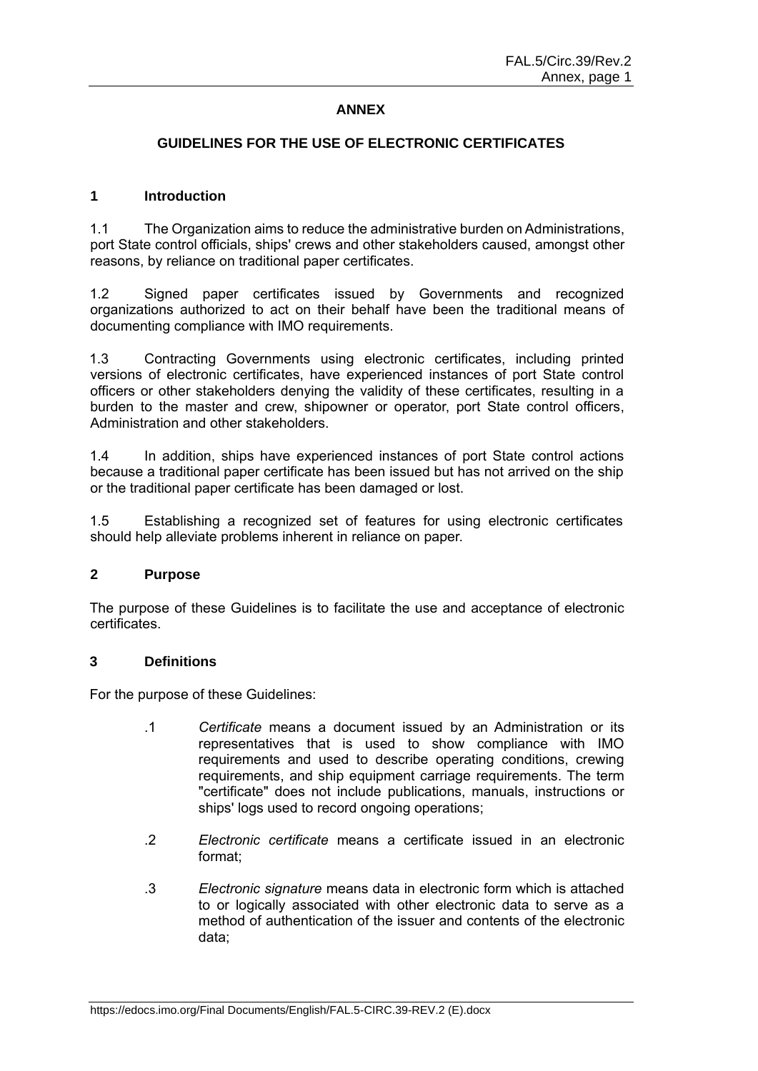# ANNEX

## GUIDELINES FOR THE USE OF ELECTRONIC CERTIFICATES

### 1 Introduction

1.1 The Organization aims to reduce the administrative burden on Administrations, port State control officials, ships' crews and other stakeholders caused, amongst other reasons, by reliance on traditional paper certificates.

1.2 Signed paper certificates issued by Governments and recognized organizations authorized to act on their behalf have been the traditional means of documenting compliance with IMO requirements.

1.3 Contracting Governments using electronic certificates, including printed versions of electronic certificates, have experienced instances of port State control officers or other stakeholders denying the validity of these certificates, resulting in a burden to the master and crew, shipowner or operator, port State control officers, Administration and other stakeholders.

1.4 In addition, ships have experienced instances of port State control actions because a traditional paper certificate has been issued but has not arrived on the ship or the traditional paper certificate has been damaged or lost.

1.5 Establishing a recognized set of features for using electronic certificates should help alleviate problems inherent in reliance on paper.

### 2 Purpose

The purpose of these Guidelines is to facilitate the use and acceptance of electronic certificates.

### 3 Definitions

For the purpose of these Guidelines:

.1 *Certificate* means a document issued by an Administration or its representatives that is used to show compliance with IMO requirements and used to describe operating conditions, crewing requirements, and ship equipment carriage requirements. The term "certificate" does not include publications, manuals, instructions or ships' logs used to record ongoing operations;

.2 *Electronic certificate* means a certificate issued in an electronic format;

.3 *Electronic signature* means data in electronic form which is attached to or logically associated with other electronic data to serve as a method of authentication of the issuer and contents of the electronic data;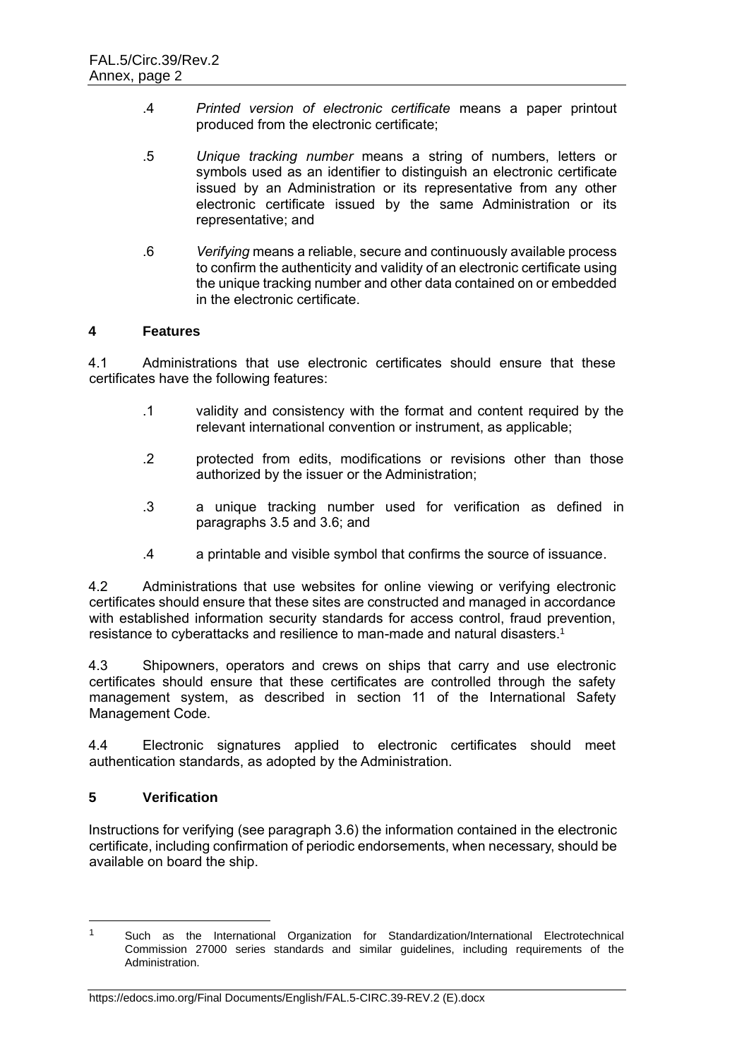.4 *Printed version of electronic certificate* means a paper printout produced from the electronic certificate;

.5 *Unique tracking number* means a string of numbers, letters or symbols used as an identifier to distinguish an electronic certificate issued by an Administration or its representative from any other electronic certificate issued by the same Administration or its representative; and

.6 *Verifying* means a reliable, secure and continuously available process to confirm the authenticity and validity of an electronic certificate using the unique tracking number and other data contained on or embedded in the electronic certificate.

## 4 Features

4.1 Administrations that use electronic certificates should ensure that these certificates have the following features:

.1 validity and consistency with the format and content required by the relevant international convention or instrument, as applicable;

.2 protected from edits, modifications or revisions other than those authorized by the issuer or the Administration;

.3 a unique tracking number used for verification as defined in paragraphs 3.5 and 3.6; and

.4 a printable and visible symbol that confirms the source of issuance.

4.2 Administrations that use websites for online viewing or verifying electronic certificates should ensure that these sites are constructed and managed in accordance with established information security standards for access control, fraud prevention, resistance to cyberattacks and resilience to man-made and natural disasters.[1]

4.3 Shipowners, operators and crews on ships that carry and use electronic certificates should ensure that these certificates are controlled through the safety management system, as described in section 11 of the International Safety Management Code.

4.4 Electronic signatures applied to electronic certificates should meet authentication standards, as adopted by the Administration.

## 5 Verification

Instructions for verifying (see paragraph 3.6) the information contained in the electronic certificate, including confirmation of periodic endorsements, when necessary, should be available on board the ship.

---

[1] Such as the International Organization for Standardization/International Electrotechnical Commission 27000 series standards and similar guidelines, including requirements of the Administration.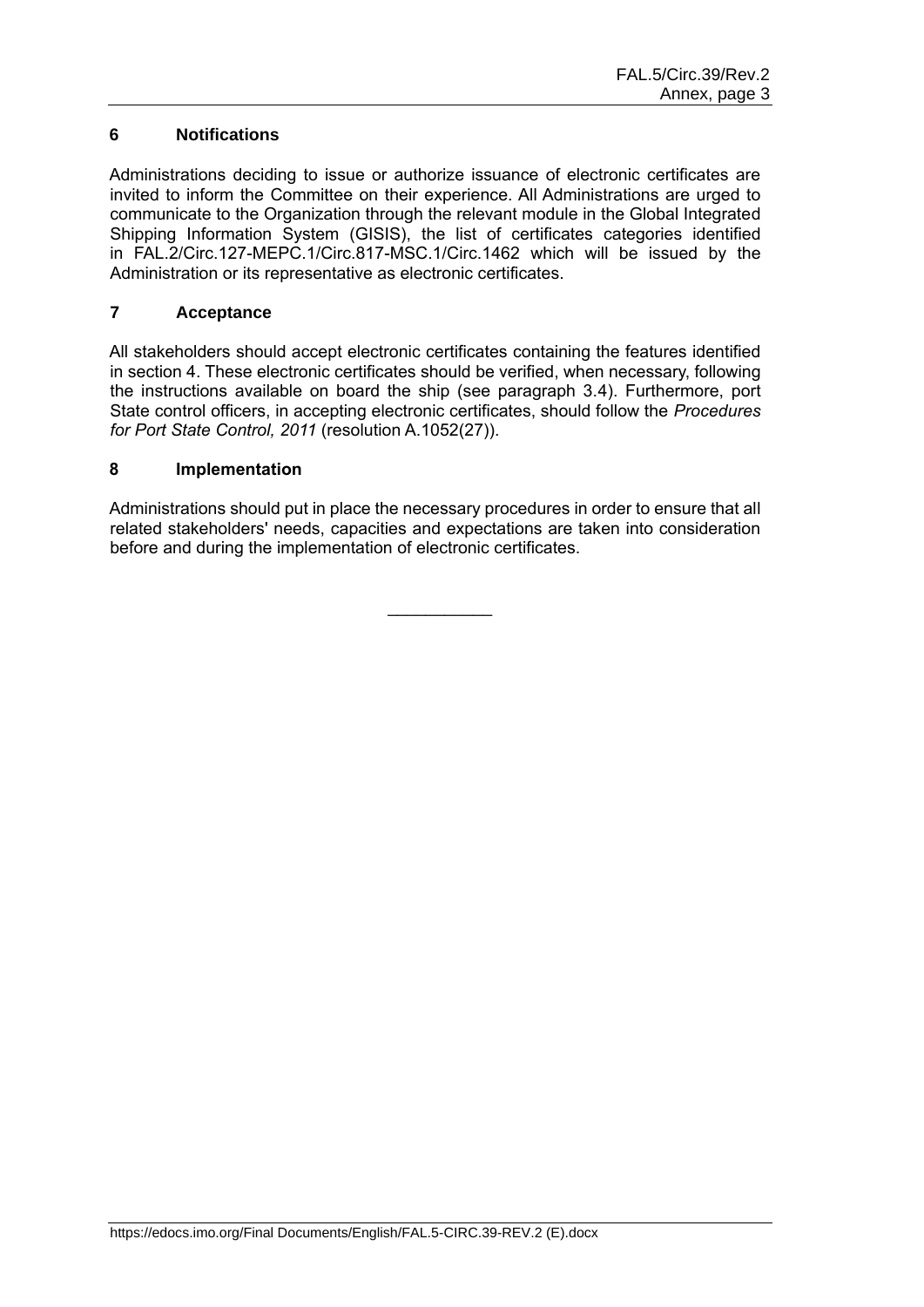## 6 Notifications

Administrations deciding to issue or authorize issuance of electronic certificates are invited to inform the Committee on their experience. All Administrations are urged to communicate to the Organization through the relevant module in the Global Integrated Shipping Information System (GISIS), the list of certificates categories identified in FAL.2/Circ.127-MEPC.1/Circ.817-MSC.1/Circ.1462 which will be issued by the Administration or its representative as electronic certificates.

## 7 Acceptance

All stakeholders should accept electronic certificates containing the features identified in section 4. These electronic certificates should be verified, when necessary, following the instructions available on board the ship (see paragraph 3.4). Furthermore, port State control officers, in accepting electronic certificates, should follow the *Procedures for Port State Control, 2011* (resolution A.1052(27)).

## 8 Implementation

Administrations should put in place the necessary procedures in order to ensure that all related stakeholders' needs, capacities and expectations are taken into consideration before and during the implementation of electronic certificates.

___________